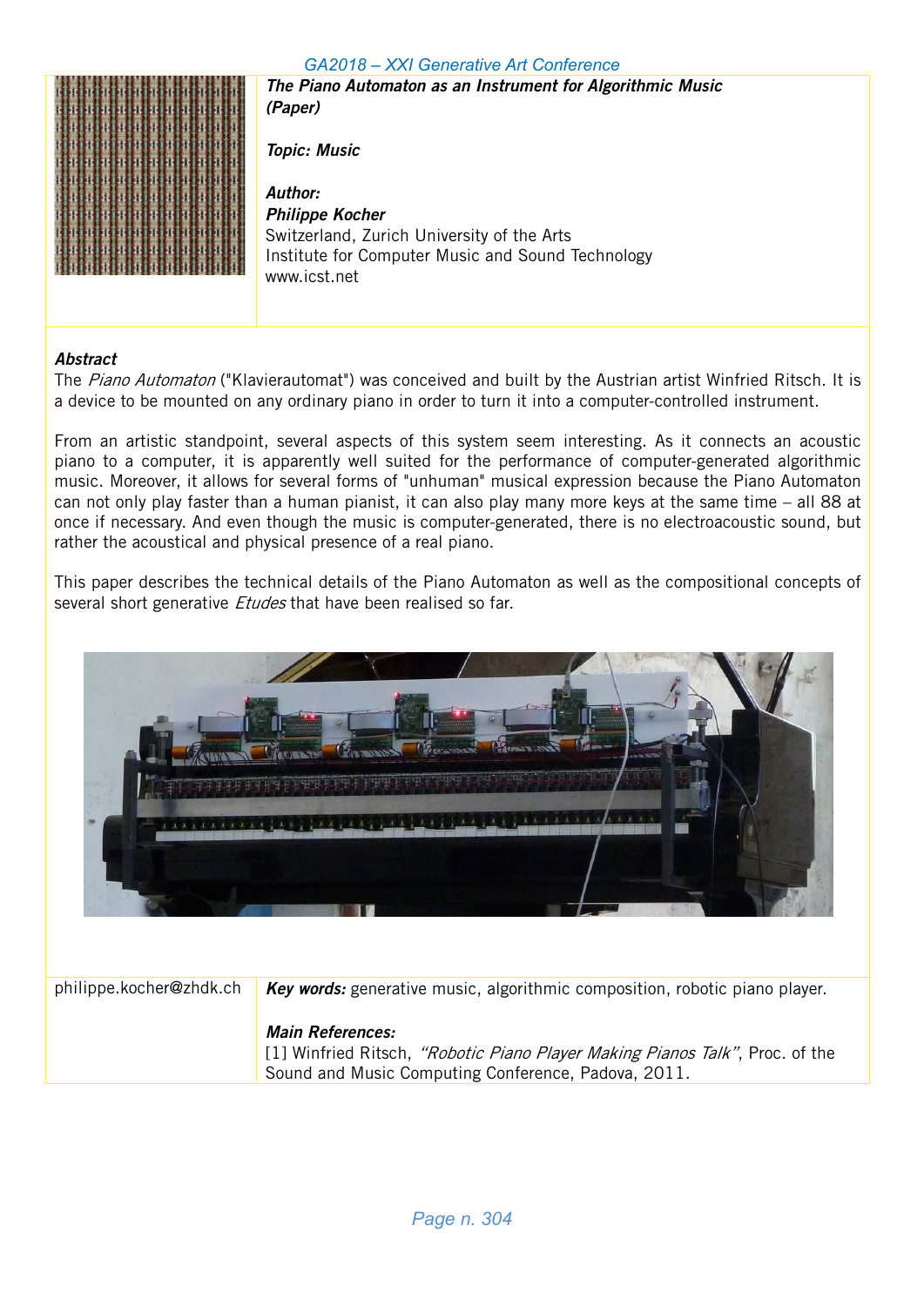***The Piano Automaton as an Instrument for Algorithmic Music (Paper)***

***Topic: Music***

***Author:***
***Philippe Kocher***
Switzerland, Zurich University of the Arts
Institute for Computer Music and Sound Technology
www.icst.net

***Abstract***

The *Piano Automaton* ("Klavierautomat") was conceived and built by the Austrian artist Winfried Ritsch. It is a device to be mounted on any ordinary piano in order to turn it into a computer-controlled instrument.

From an artistic standpoint, several aspects of this system seem interesting. As it connects an acoustic piano to a computer, it is apparently well suited for the performance of computer-generated algorithmic music. Moreover, it allows for several forms of "unhuman" musical expression because the Piano Automaton can not only play faster than a human pianist, it can also play many more keys at the same time – all 88 at once if necessary. And even though the music is computer-generated, there is no electroacoustic sound, but rather the acoustical and physical presence of a real piano.

This paper describes the technical details of the Piano Automaton as well as the compositional concepts of several short generative *Etudes* that have been realised so far.

philippe.kocher@zhdk.ch

***Key words:*** generative music, algorithmic composition, robotic piano player.

***Main References:***
[1] Winfried Ritsch, *"Robotic Piano Player Making Pianos Talk"*, Proc. of the Sound and Music Computing Conference, Padova, 2011.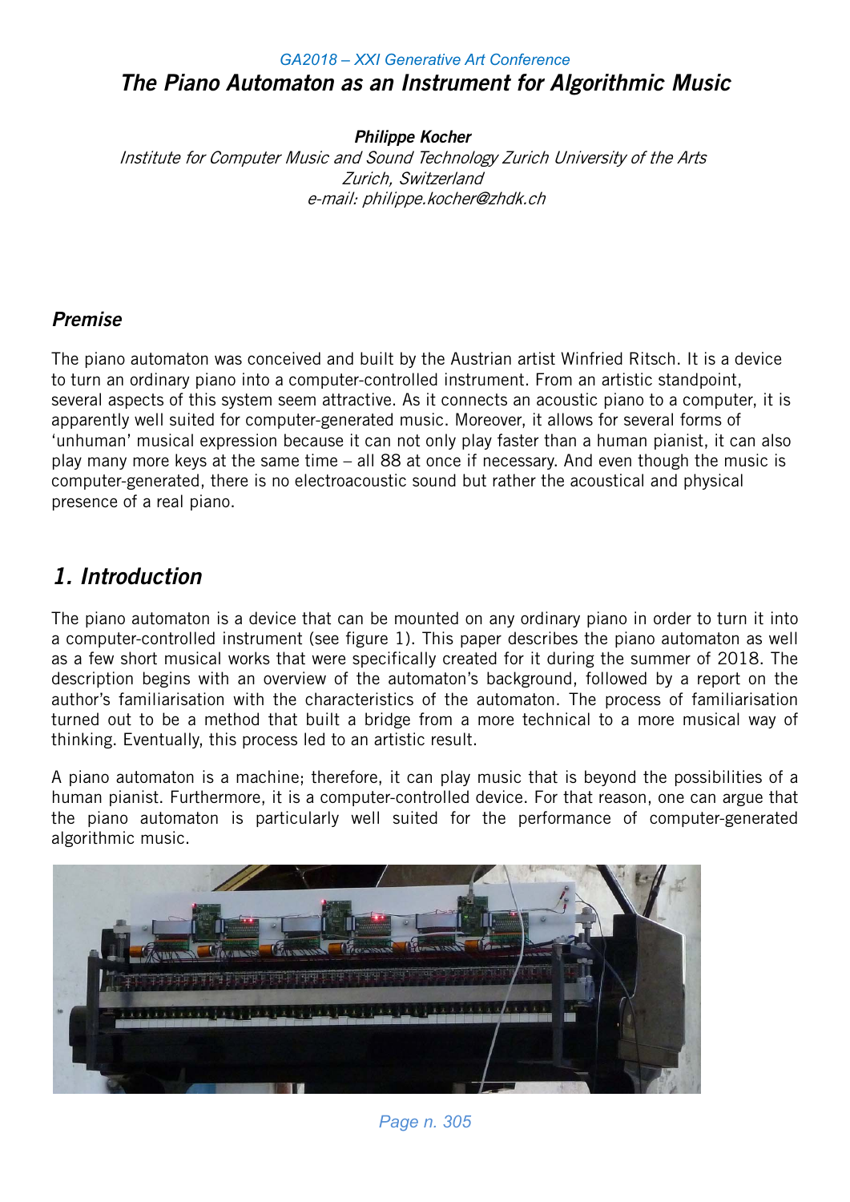# The Piano Automaton as an Instrument for Algorithmic Music

***Philippe Kocher***

*Institute for Computer Music and Sound Technology Zurich University of the Arts*
*Zurich, Switzerland*
*e-mail: philippe.kocher@zhdk.ch*

## *Premise*

The piano automaton was conceived and built by the Austrian artist Winfried Ritsch. It is a device to turn an ordinary piano into a computer-controlled instrument. From an artistic standpoint, several aspects of this system seem attractive. As it connects an acoustic piano to a computer, it is apparently well suited for computer-generated music. Moreover, it allows for several forms of 'unhuman' musical expression because it can not only play faster than a human pianist, it can also play many more keys at the same time – all 88 at once if necessary. And even though the music is computer-generated, there is no electroacoustic sound but rather the acoustical and physical presence of a real piano.

## *1. Introduction*

The piano automaton is a device that can be mounted on any ordinary piano in order to turn it into a computer-controlled instrument (see figure 1). This paper describes the piano automaton as well as a few short musical works that were specifically created for it during the summer of 2018. The description begins with an overview of the automaton's background, followed by a report on the author's familiarisation with the characteristics of the automaton. The process of familiarisation turned out to be a method that built a bridge from a more technical to a more musical way of thinking. Eventually, this process led to an artistic result.

A piano automaton is a machine; therefore, it can play music that is beyond the possibilities of a human pianist. Furthermore, it is a computer-controlled device. For that reason, one can argue that the piano automaton is particularly well suited for the performance of computer-generated algorithmic music.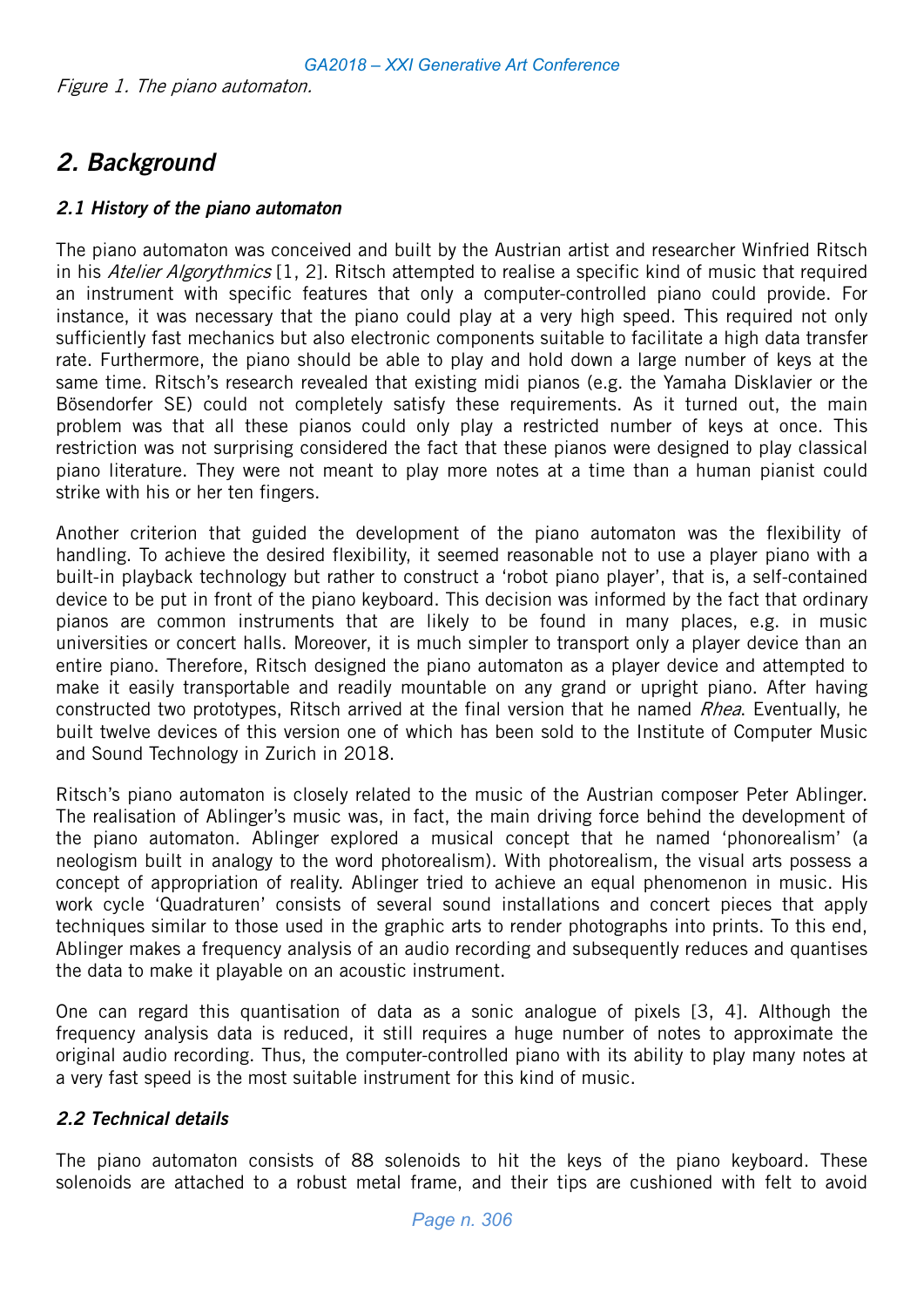*Figure 1. The piano automaton.*

## 2. Background

### 2.1 History of the piano automaton

The piano automaton was conceived and built by the Austrian artist and researcher Winfried Ritsch in his *Atelier Algorythmics* [1, 2]. Ritsch attempted to realise a specific kind of music that required an instrument with specific features that only a computer-controlled piano could provide. For instance, it was necessary that the piano could play at a very high speed. This required not only sufficiently fast mechanics but also electronic components suitable to facilitate a high data transfer rate. Furthermore, the piano should be able to play and hold down a large number of keys at the same time. Ritsch's research revealed that existing midi pianos (e.g. the Yamaha Disklavier or the Bösendorfer SE) could not completely satisfy these requirements. As it turned out, the main problem was that all these pianos could only play a restricted number of keys at once. This restriction was not surprising considered the fact that these pianos were designed to play classical piano literature. They were not meant to play more notes at a time than a human pianist could strike with his or her ten fingers.

Another criterion that guided the development of the piano automaton was the flexibility of handling. To achieve the desired flexibility, it seemed reasonable not to use a player piano with a built-in playback technology but rather to construct a 'robot piano player', that is, a self-contained device to be put in front of the piano keyboard. This decision was informed by the fact that ordinary pianos are common instruments that are likely to be found in many places, e.g. in music universities or concert halls. Moreover, it is much simpler to transport only a player device than an entire piano. Therefore, Ritsch designed the piano automaton as a player device and attempted to make it easily transportable and readily mountable on any grand or upright piano. After having constructed two prototypes, Ritsch arrived at the final version that he named *Rhea*. Eventually, he built twelve devices of this version one of which has been sold to the Institute of Computer Music and Sound Technology in Zurich in 2018.

Ritsch's piano automaton is closely related to the music of the Austrian composer Peter Ablinger. The realisation of Ablinger's music was, in fact, the main driving force behind the development of the piano automaton. Ablinger explored a musical concept that he named 'phonorealism' (a neologism built in analogy to the word photorealism). With photorealism, the visual arts possess a concept of appropriation of reality. Ablinger tried to achieve an equal phenomenon in music. His work cycle 'Quadraturen' consists of several sound installations and concert pieces that apply techniques similar to those used in the graphic arts to render photographs into prints. To this end, Ablinger makes a frequency analysis of an audio recording and subsequently reduces and quantises the data to make it playable on an acoustic instrument.

One can regard this quantisation of data as a sonic analogue of pixels [3, 4]. Although the frequency analysis data is reduced, it still requires a huge number of notes to approximate the original audio recording. Thus, the computer-controlled piano with its ability to play many notes at a very fast speed is the most suitable instrument for this kind of music.

### 2.2 Technical details

The piano automaton consists of 88 solenoids to hit the keys of the piano keyboard. These solenoids are attached to a robust metal frame, and their tips are cushioned with felt to avoid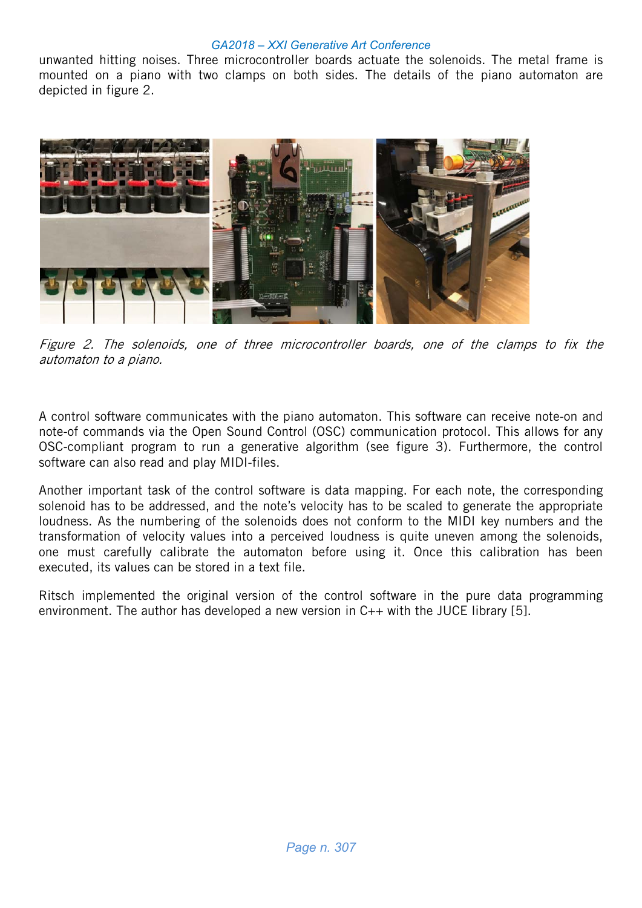unwanted hitting noises. Three microcontroller boards actuate the solenoids. The metal frame is mounted on a piano with two clamps on both sides. The details of the piano automaton are depicted in figure 2.

*Figure 2. The solenoids, one of three microcontroller boards, one of the clamps to fix the automaton to a piano.*

A control software communicates with the piano automaton. This software can receive note-on and note-of commands via the Open Sound Control (OSC) communication protocol. This allows for any OSC-compliant program to run a generative algorithm (see figure 3). Furthermore, the control software can also read and play MIDI-files.

Another important task of the control software is data mapping. For each note, the corresponding solenoid has to be addressed, and the note's velocity has to be scaled to generate the appropriate loudness. As the numbering of the solenoids does not conform to the MIDI key numbers and the transformation of velocity values into a perceived loudness is quite uneven among the solenoids, one must carefully calibrate the automaton before using it. Once this calibration has been executed, its values can be stored in a text file.

Ritsch implemented the original version of the control software in the pure data programming environment. The author has developed a new version in C++ with the JUCE library [5].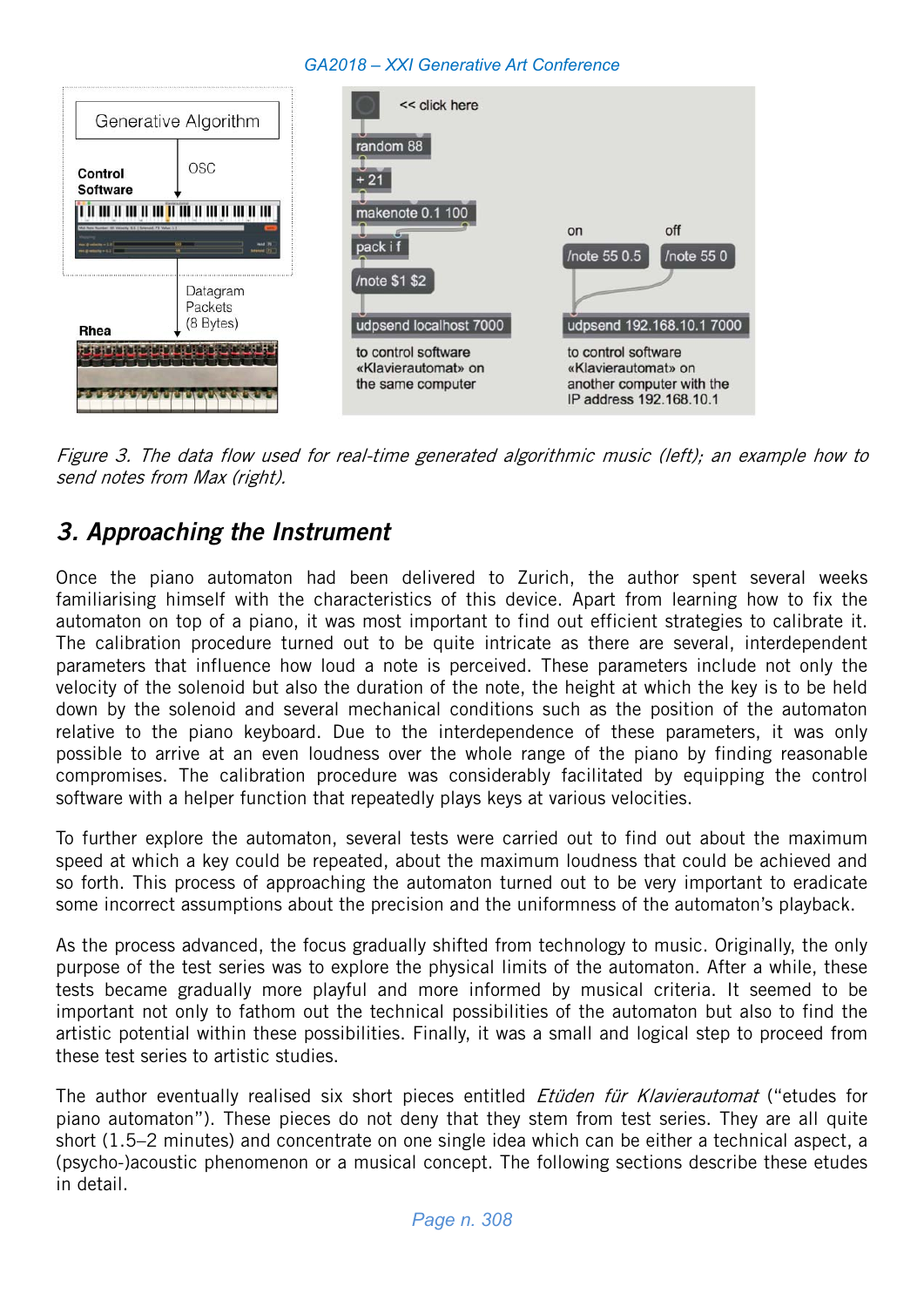*Figure 3. The data flow used for real-time generated algorithmic music (left); an example how to send notes from Max (right).*

## 3. Approaching the Instrument

Once the piano automaton had been delivered to Zurich, the author spent several weeks familiarising himself with the characteristics of this device. Apart from learning how to fix the automaton on top of a piano, it was most important to find out efficient strategies to calibrate it. The calibration procedure turned out to be quite intricate as there are several, interdependent parameters that influence how loud a note is perceived. These parameters include not only the velocity of the solenoid but also the duration of the note, the height at which the key is to be held down by the solenoid and several mechanical conditions such as the position of the automaton relative to the piano keyboard. Due to the interdependence of these parameters, it was only possible to arrive at an even loudness over the whole range of the piano by finding reasonable compromises. The calibration procedure was considerably facilitated by equipping the control software with a helper function that repeatedly plays keys at various velocities.

To further explore the automaton, several tests were carried out to find out about the maximum speed at which a key could be repeated, about the maximum loudness that could be achieved and so forth. This process of approaching the automaton turned out to be very important to eradicate some incorrect assumptions about the precision and the uniformness of the automaton's playback.

As the process advanced, the focus gradually shifted from technology to music. Originally, the only purpose of the test series was to explore the physical limits of the automaton. After a while, these tests became gradually more playful and more informed by musical criteria. It seemed to be important not only to fathom out the technical possibilities of the automaton but also to find the artistic potential within these possibilities. Finally, it was a small and logical step to proceed from these test series to artistic studies.

The author eventually realised six short pieces entitled *Etüden für Klavierautomat* ("etudes for piano automaton"). These pieces do not deny that they stem from test series. They are all quite short (1.5–2 minutes) and concentrate on one single idea which can be either a technical aspect, a (psycho-)acoustic phenomenon or a musical concept. The following sections describe these etudes in detail.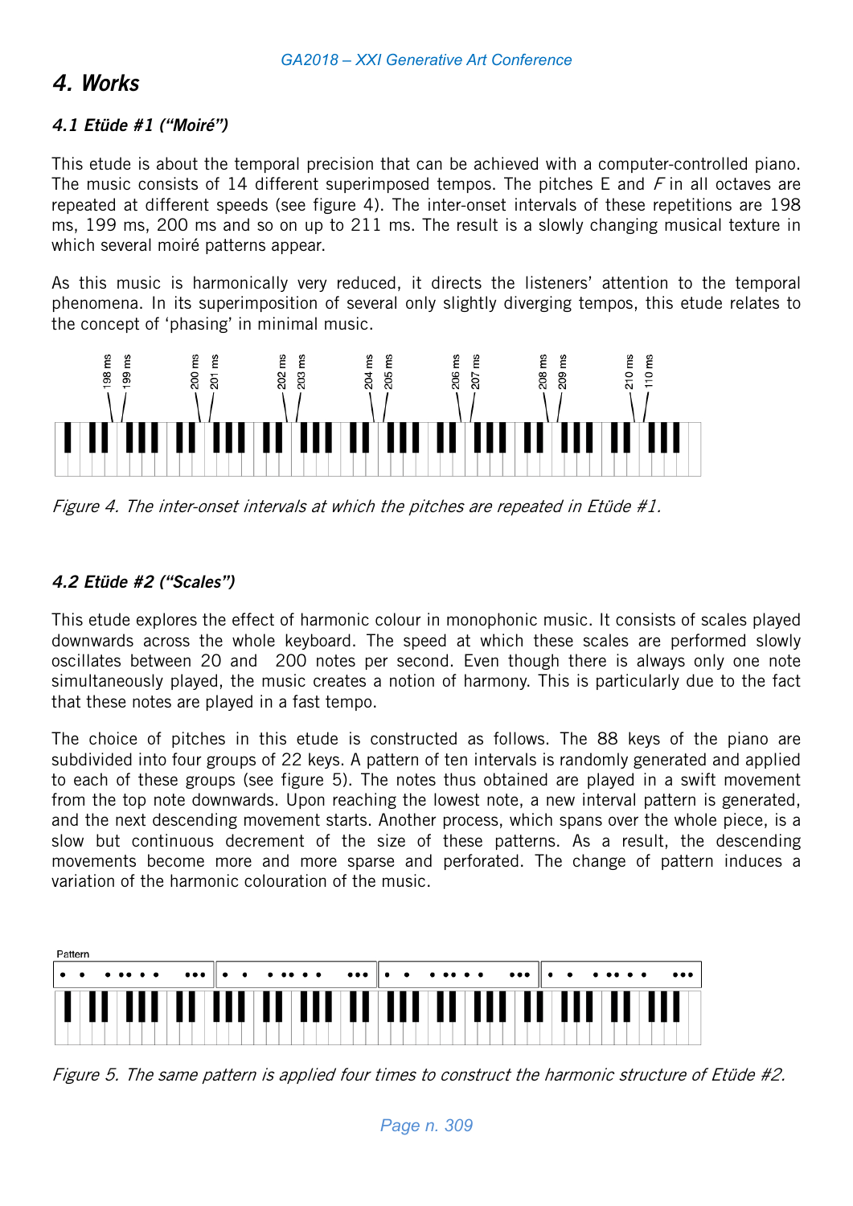# 4. Works

### 4.1 Etüde #1 ("Moiré")

This etude is about the temporal precision that can be achieved with a computer-controlled piano. The music consists of 14 different superimposed tempos. The pitches E and *F* in all octaves are repeated at different speeds (see figure 4). The inter-onset intervals of these repetitions are 198 ms, 199 ms, 200 ms and so on up to 211 ms. The result is a slowly changing musical texture in which several moiré patterns appear.

As this music is harmonically very reduced, it directs the listeners' attention to the temporal phenomena. In its superimposition of several only slightly diverging tempos, this etude relates to the concept of 'phasing' in minimal music.

*Figure 4. The inter-onset intervals at which the pitches are repeated in Etüde #1.*

### 4.2 Etüde #2 ("Scales")

This etude explores the effect of harmonic colour in monophonic music. It consists of scales played downwards across the whole keyboard. The speed at which these scales are performed slowly oscillates between 20 and 200 notes per second. Even though there is always only one note simultaneously played, the music creates a notion of harmony. This is particularly due to the fact that these notes are played in a fast tempo.

The choice of pitches in this etude is constructed as follows. The 88 keys of the piano are subdivided into four groups of 22 keys. A pattern of ten intervals is randomly generated and applied to each of these groups (see figure 5). The notes thus obtained are played in a swift movement from the top note downwards. Upon reaching the lowest note, a new interval pattern is generated, and the next descending movement starts. Another process, which spans over the whole piece, is a slow but continuous decrement of the size of these patterns. As a result, the descending movements become more and more sparse and perforated. The change of pattern induces a variation of the harmonic colouration of the music.

*Figure 5. The same pattern is applied four times to construct the harmonic structure of Etüde #2.*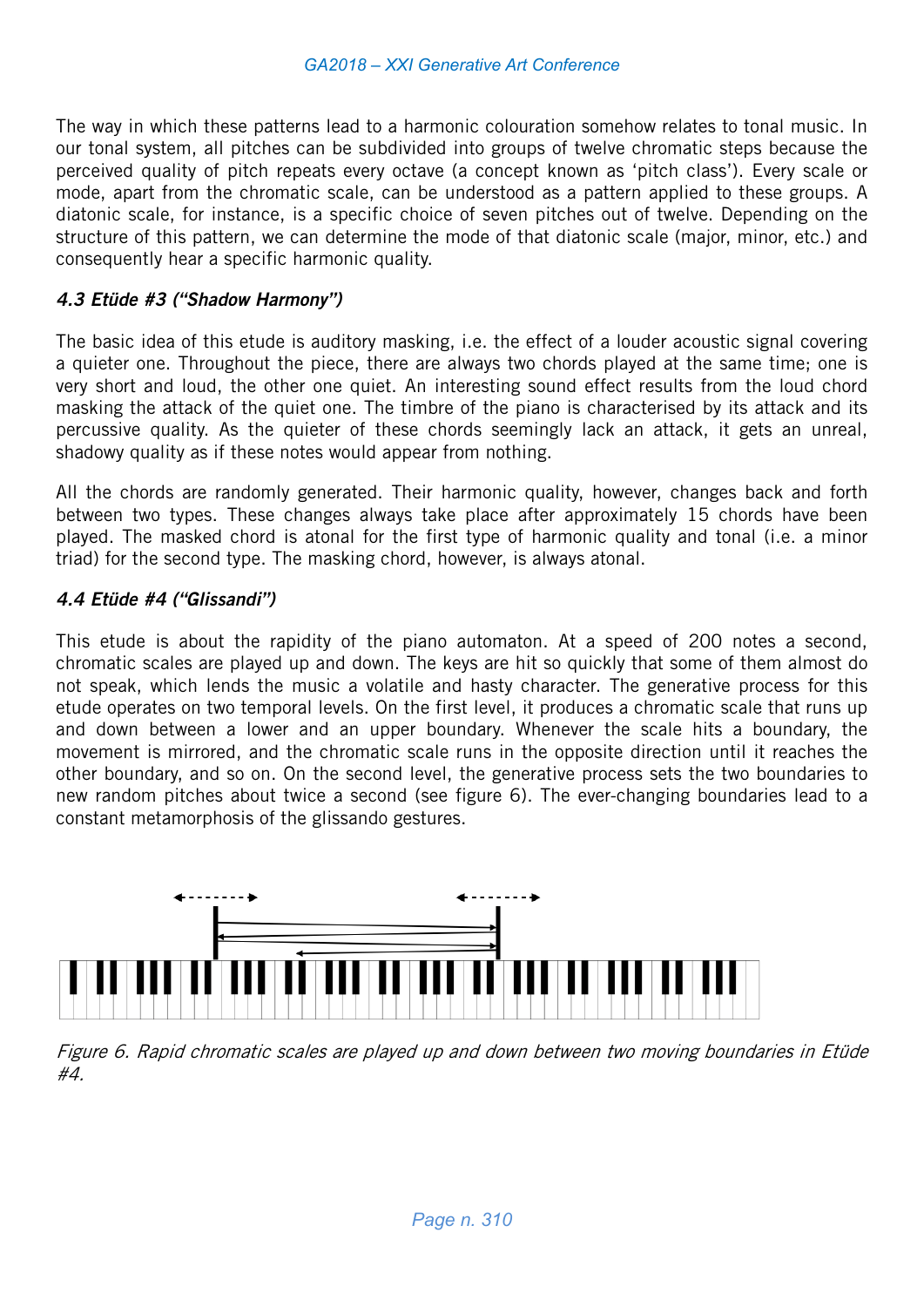The way in which these patterns lead to a harmonic colouration somehow relates to tonal music. In our tonal system, all pitches can be subdivided into groups of twelve chromatic steps because the perceived quality of pitch repeats every octave (a concept known as 'pitch class'). Every scale or mode, apart from the chromatic scale, can be understood as a pattern applied to these groups. A diatonic scale, for instance, is a specific choice of seven pitches out of twelve. Depending on the structure of this pattern, we can determine the mode of that diatonic scale (major, minor, etc.) and consequently hear a specific harmonic quality.

### *4.3 Etüde #3 ("Shadow Harmony")*

The basic idea of this etude is auditory masking, i.e. the effect of a louder acoustic signal covering a quieter one. Throughout the piece, there are always two chords played at the same time; one is very short and loud, the other one quiet. An interesting sound effect results from the loud chord masking the attack of the quiet one. The timbre of the piano is characterised by its attack and its percussive quality. As the quieter of these chords seemingly lack an attack, it gets an unreal, shadowy quality as if these notes would appear from nothing.

All the chords are randomly generated. Their harmonic quality, however, changes back and forth between two types. These changes always take place after approximately 15 chords have been played. The masked chord is atonal for the first type of harmonic quality and tonal (i.e. a minor triad) for the second type. The masking chord, however, is always atonal.

### *4.4 Etüde #4 ("Glissandi")*

This etude is about the rapidity of the piano automaton. At a speed of 200 notes a second, chromatic scales are played up and down. The keys are hit so quickly that some of them almost do not speak, which lends the music a volatile and hasty character. The generative process for this etude operates on two temporal levels. On the first level, it produces a chromatic scale that runs up and down between a lower and an upper boundary. Whenever the scale hits a boundary, the movement is mirrored, and the chromatic scale runs in the opposite direction until it reaches the other boundary, and so on. On the second level, the generative process sets the two boundaries to new random pitches about twice a second (see figure 6). The ever-changing boundaries lead to a constant metamorphosis of the glissando gestures.

*Figure 6. Rapid chromatic scales are played up and down between two moving boundaries in Etüde #4.*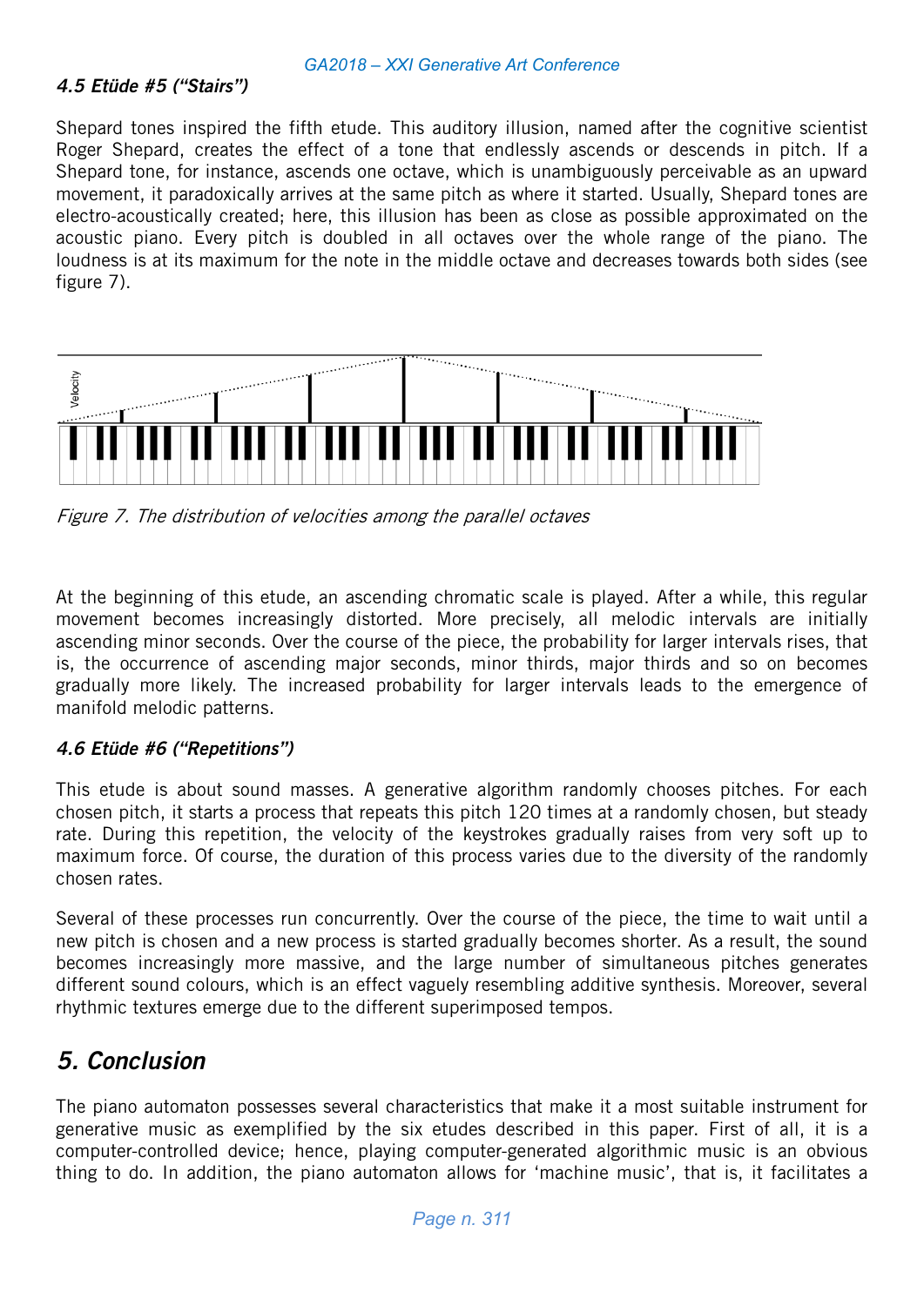### *4.5 Etüde #5 ("Stairs")*

Shepard tones inspired the fifth etude. This auditory illusion, named after the cognitive scientist Roger Shepard, creates the effect of a tone that endlessly ascends or descends in pitch. If a Shepard tone, for instance, ascends one octave, which is unambiguously perceivable as an upward movement, it paradoxically arrives at the same pitch as where it started. Usually, Shepard tones are electro-acoustically created; here, this illusion has been as close as possible approximated on the acoustic piano. Every pitch is doubled in all octaves over the whole range of the piano. The loudness is at its maximum for the note in the middle octave and decreases towards both sides (see figure 7).

*Figure 7. The distribution of velocities among the parallel octaves*

At the beginning of this etude, an ascending chromatic scale is played. After a while, this regular movement becomes increasingly distorted. More precisely, all melodic intervals are initially ascending minor seconds. Over the course of the piece, the probability for larger intervals rises, that is, the occurrence of ascending major seconds, minor thirds, major thirds and so on becomes gradually more likely. The increased probability for larger intervals leads to the emergence of manifold melodic patterns.

### *4.6 Etüde #6 ("Repetitions")*

This etude is about sound masses. A generative algorithm randomly chooses pitches. For each chosen pitch, it starts a process that repeats this pitch 120 times at a randomly chosen, but steady rate. During this repetition, the velocity of the keystrokes gradually raises from very soft up to maximum force. Of course, the duration of this process varies due to the diversity of the randomly chosen rates.

Several of these processes run concurrently. Over the course of the piece, the time to wait until a new pitch is chosen and a new process is started gradually becomes shorter. As a result, the sound becomes increasingly more massive, and the large number of simultaneous pitches generates different sound colours, which is an effect vaguely resembling additive synthesis. Moreover, several rhythmic textures emerge due to the different superimposed tempos.

## *5. Conclusion*

The piano automaton possesses several characteristics that make it a most suitable instrument for generative music as exemplified by the six etudes described in this paper. First of all, it is a computer-controlled device; hence, playing computer-generated algorithmic music is an obvious thing to do. In addition, the piano automaton allows for 'machine music', that is, it facilitates a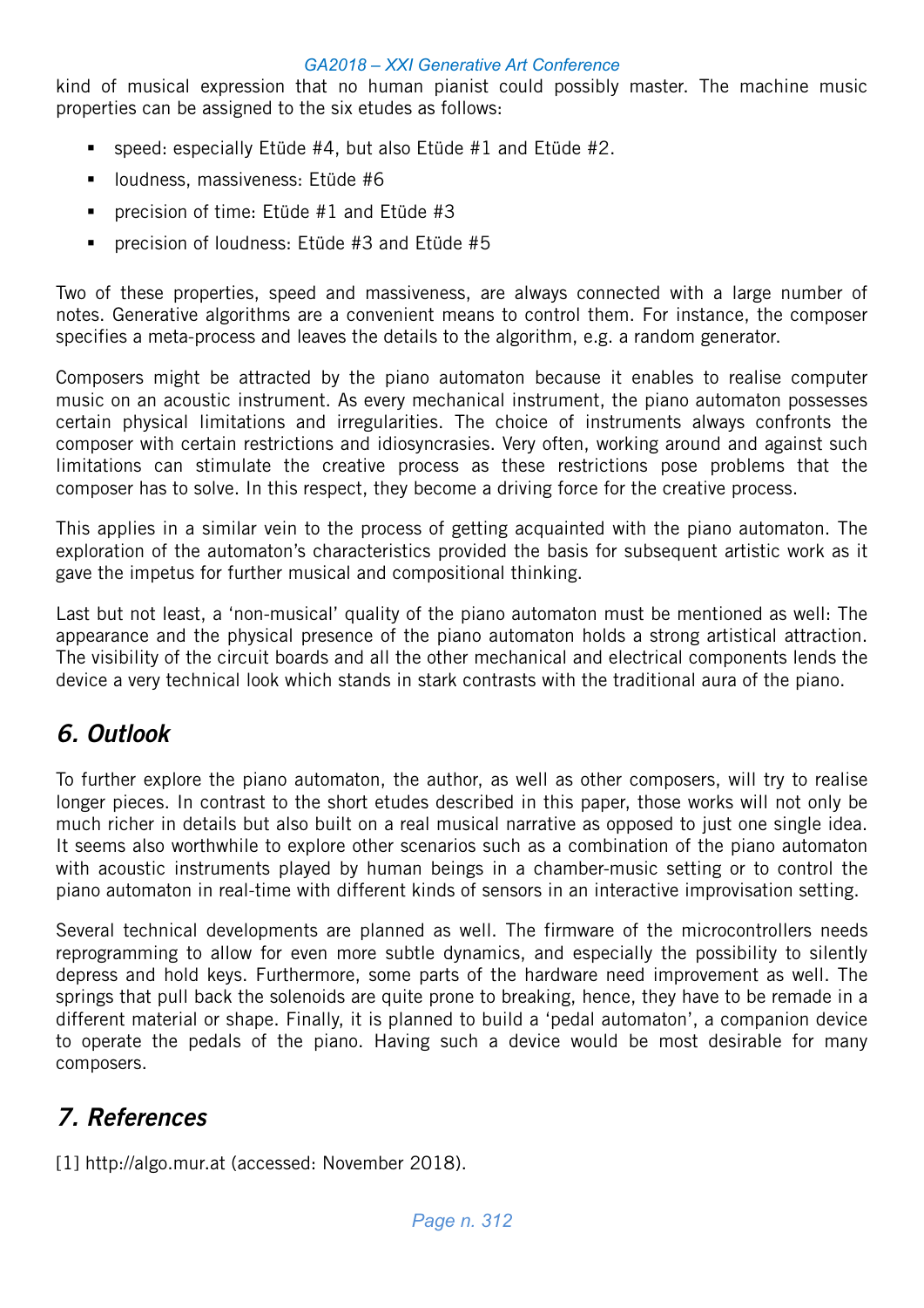kind of musical expression that no human pianist could possibly master. The machine music properties can be assigned to the six etudes as follows:

- speed: especially Etüde #4, but also Etüde #1 and Etüde #2.
- loudness, massiveness: Etüde #6
- precision of time: Etüde #1 and Etüde #3
- precision of loudness: Etüde #3 and Etüde #5

Two of these properties, speed and massiveness, are always connected with a large number of notes. Generative algorithms are a convenient means to control them. For instance, the composer specifies a meta-process and leaves the details to the algorithm, e.g. a random generator.

Composers might be attracted by the piano automaton because it enables to realise computer music on an acoustic instrument. As every mechanical instrument, the piano automaton possesses certain physical limitations and irregularities. The choice of instruments always confronts the composer with certain restrictions and idiosyncrasies. Very often, working around and against such limitations can stimulate the creative process as these restrictions pose problems that the composer has to solve. In this respect, they become a driving force for the creative process.

This applies in a similar vein to the process of getting acquainted with the piano automaton. The exploration of the automaton's characteristics provided the basis for subsequent artistic work as it gave the impetus for further musical and compositional thinking.

Last but not least, a 'non-musical' quality of the piano automaton must be mentioned as well: The appearance and the physical presence of the piano automaton holds a strong artistical attraction. The visibility of the circuit boards and all the other mechanical and electrical components lends the device a very technical look which stands in stark contrasts with the traditional aura of the piano.

## *6. Outlook*

To further explore the piano automaton, the author, as well as other composers, will try to realise longer pieces. In contrast to the short etudes described in this paper, those works will not only be much richer in details but also built on a real musical narrative as opposed to just one single idea. It seems also worthwhile to explore other scenarios such as a combination of the piano automaton with acoustic instruments played by human beings in a chamber-music setting or to control the piano automaton in real-time with different kinds of sensors in an interactive improvisation setting.

Several technical developments are planned as well. The firmware of the microcontrollers needs reprogramming to allow for even more subtle dynamics, and especially the possibility to silently depress and hold keys. Furthermore, some parts of the hardware need improvement as well. The springs that pull back the solenoids are quite prone to breaking, hence, they have to be remade in a different material or shape. Finally, it is planned to build a 'pedal automaton', a companion device to operate the pedals of the piano. Having such a device would be most desirable for many composers.

## *7. References*

[1] http://algo.mur.at (accessed: November 2018).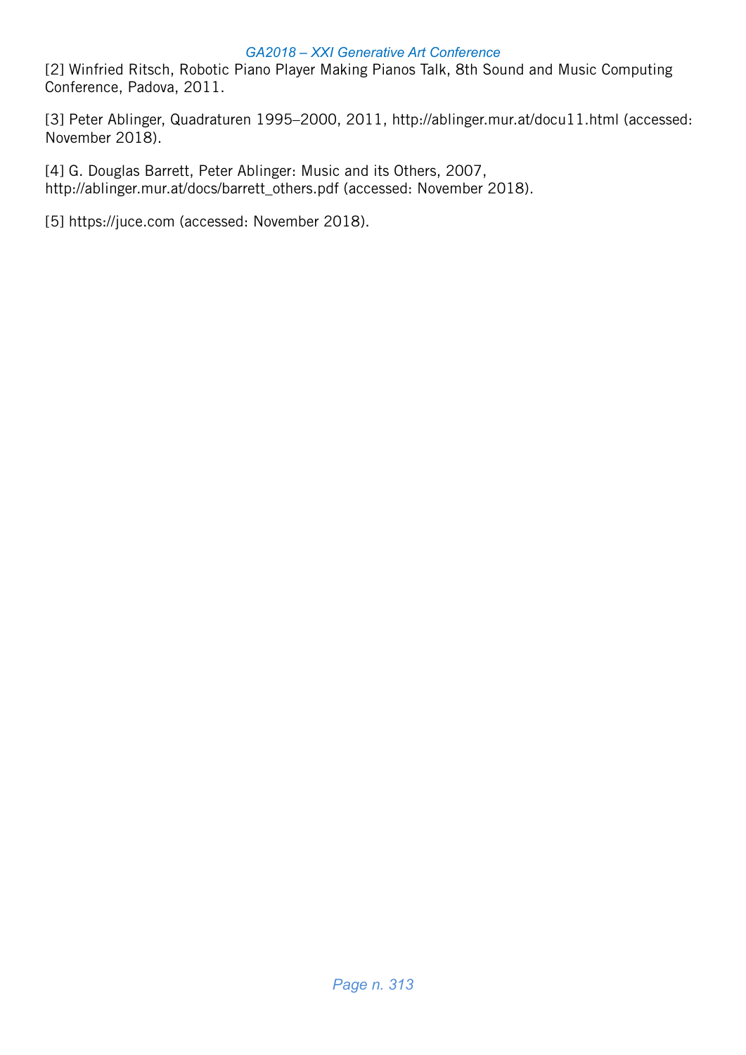[2] Winfried Ritsch, Robotic Piano Player Making Pianos Talk, 8th Sound and Music Computing Conference, Padova, 2011.

[3] Peter Ablinger, Quadraturen 1995–2000, 2011, http://ablinger.mur.at/docu11.html (accessed: November 2018).

[4] G. Douglas Barrett, Peter Ablinger: Music and its Others, 2007, http://ablinger.mur.at/docs/barrett_others.pdf (accessed: November 2018).

[5] https://juce.com (accessed: November 2018).